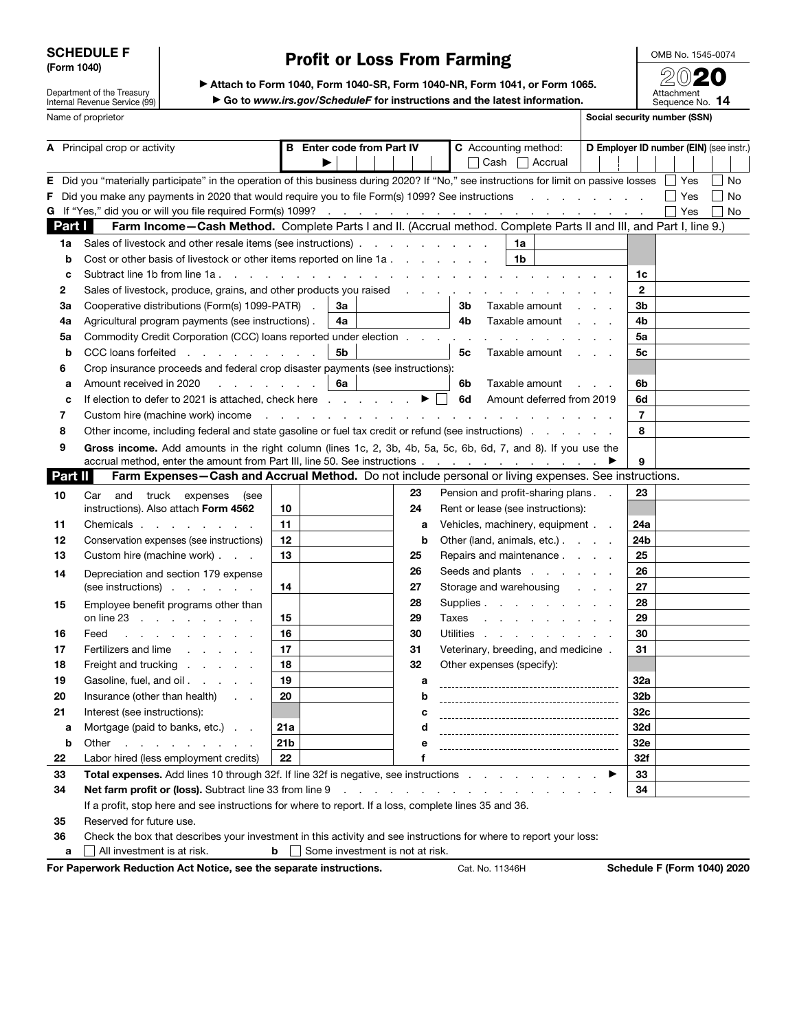# SCHEDULE F (Form 1040)

Department of the Treasury
Internal Revenue Service (99)

## Profit or Loss From Farming

▶ Attach to Form 1040, Form 1040-SR, Form 1040-NR, Form 1041, or Form 1065.

▶ Go to *www.irs.gov/ScheduleF* for instructions and the latest information.

OMB No. 1545-0074

2020

Attachment Sequence No. **14**

Name of proprietor | Social security number (SSN)

**A** Principal crop or activity

**B** Enter code from Part IV ▶

**C** Accounting method: ☐ Cash ☐ Accrual

**D** Employer ID number (EIN) (see instr.)

**E** Did you "materially participate" in the operation of this business during 2020? If "No," see instructions for limit on passive losses ☐ Yes ☐ No

**F** Did you make any payments in 2020 that would require you to file Form(s) 1099? See instructions ☐ Yes ☐ No

**G** If "Yes," did you or will you file required Form(s) 1099? ☐ Yes ☐ No

### Part I — Farm Income—Cash Method.
Complete Parts I and II. (Accrual method. Complete Parts II and III, and Part I, line 9.)

| Line | Description | | | Line | |
|---|---|---|---|---|---|
| 1a | Sales of livestock and other resale items (see instructions) | 1a | | | |
| b | Cost or other basis of livestock or other items reported on line 1a | 1b | | | |
| c | Subtract line 1b from line 1a | | | 1c | |
| 2 | Sales of livestock, produce, grains, and other products you raised | | | 2 | |
| 3a | Cooperative distributions (Form(s) 1099-PATR) | 3a | 3b Taxable amount | 3b | |
| 4a | Agricultural program payments (see instructions) | 4a | 4b Taxable amount | 4b | |
| 5a | Commodity Credit Corporation (CCC) loans reported under election | | | 5a | |
| b | CCC loans forfeited | 5b | 5c Taxable amount | 5c | |
| 6 | Crop insurance proceeds and federal crop disaster payments (see instructions): | | | | |
| a | Amount received in 2020 | 6a | 6b Taxable amount | 6b | |
| c | If election to defer to 2021 is attached, check here ▶ ☐ | | 6d Amount deferred from 2019 | 6d | |
| 7 | Custom hire (machine work) income | | | 7 | |
| 8 | Other income, including federal and state gasoline or fuel tax credit or refund (see instructions) | | | 8 | |
| 9 | **Gross income.** Add amounts in the right column (lines 1c, 2, 3b, 4b, 5a, 5c, 6b, 6d, 7, and 8). If you use the accrual method, enter the amount from Part III, line 50. See instructions ▶ | | | 9 | |

### Part II — Farm Expenses—Cash and Accrual Method.
Do not include personal or living expenses. See instructions.

| Line | Description | Line | | Line | Description | Line | |
|---|---|---|---|---|---|---|---|
| 10 | Car and truck expenses (see instructions). Also attach **Form 4562** | 10 | | 23 | Pension and profit-sharing plans | 23 | |
| 11 | Chemicals | 11 | | 24 | Rent or lease (see instructions): | | |
| 12 | Conservation expenses (see instructions) | 12 | | a | Vehicles, machinery, equipment | 24a | |
| 13 | Custom hire (machine work) | 13 | | b | Other (land, animals, etc.) | 24b | |
| 14 | Depreciation and section 179 expense (see instructions) | 14 | | 25 | Repairs and maintenance | 25 | |
| 15 | Employee benefit programs other than on line 23 | 15 | | 26 | Seeds and plants | 26 | |
| 16 | Feed | 16 | | 27 | Storage and warehousing | 27 | |
| 17 | Fertilizers and lime | 17 | | 28 | Supplies | 28 | |
| 18 | Freight and trucking | 18 | | 29 | Taxes | 29 | |
| 19 | Gasoline, fuel, and oil | 19 | | 30 | Utilities | 30 | |
| 20 | Insurance (other than health) | 20 | | 31 | Veterinary, breeding, and medicine | 31 | |
| 21 | Interest (see instructions): | | | 32 | Other expenses (specify): | | |
| a | Mortgage (paid to banks, etc.) | 21a | | a | | 32a | |
| b | Other | 21b | | b | | 32b | |
| 22 | Labor hired (less employment credits) | 22 | | c | | 32c | |
| | | | | d | | 32d | |
| | | | | e | | 32e | |
| | | | | f | | 32f | |

| Line | Description | Line | |
|---|---|---|---|
| 33 | **Total expenses.** Add lines 10 through 32f. If line 32f is negative, see instructions ▶ | 33 | |
| 34 | **Net farm profit or (loss).** Subtract line 33 from line 9 | 34 | |

If a profit, stop here and see instructions for where to report. If a loss, complete lines 35 and 36.

**35** Reserved for future use.

**36** Check the box that describes your investment in this activity and see instructions for where to report your loss:

**a** ☐ All investment is at risk. **b** ☐ Some investment is not at risk.

**For Paperwork Reduction Act Notice, see the separate instructions.** Cat. No. 11346H **Schedule F (Form 1040) 2020**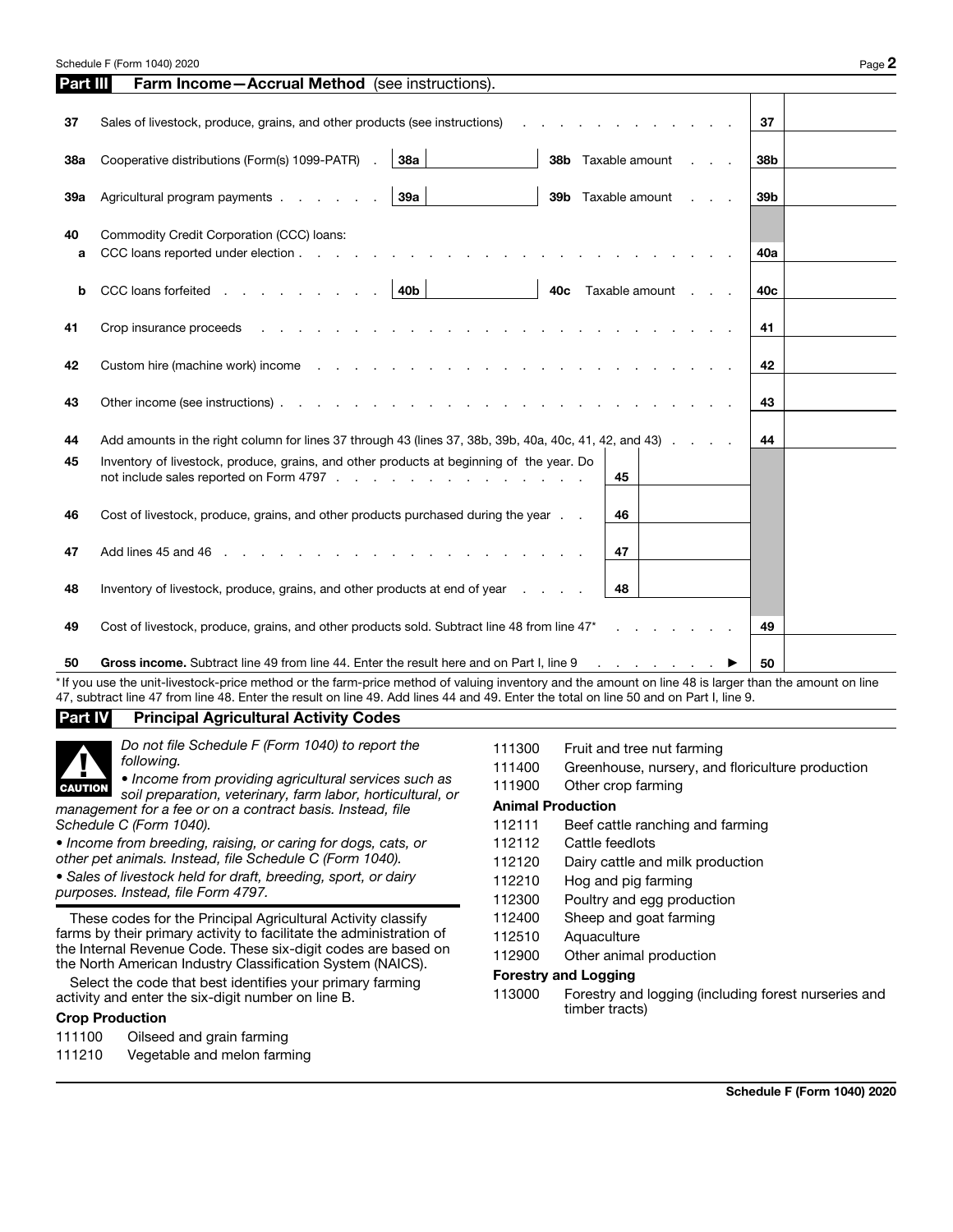## Part III Farm Income—Accrual Method (see instructions).

| | | | |
|---|---|---|---|
| 37 | Sales of livestock, produce, grains, and other products (see instructions) | 37 | |
| 38a | Cooperative distributions (Form(s) 1099-PATR) . . 38a ______ 38b Taxable amount | 38b | |
| 39a | Agricultural program payments . . . 39a ______ 39b Taxable amount | 39b | |
| 40 | Commodity Credit Corporation (CCC) loans: | | |
| a | CCC loans reported under election | 40a | |
| b | CCC loans forfeited . . . 40b ______ 40c Taxable amount | 40c | |
| 41 | Crop insurance proceeds | 41 | |
| 42 | Custom hire (machine work) income | 42 | |
| 43 | Other income (see instructions) | 43 | |
| 44 | Add amounts in the right column for lines 37 through 43 (lines 37, 38b, 39b, 40a, 40c, 41, 42, and 43) | 44 | |
| 45 | Inventory of livestock, produce, grains, and other products at beginning of the year. Do not include sales reported on Form 4797 . . . 45 | | |
| 46 | Cost of livestock, produce, grains, and other products purchased during the year . . 46 | | |
| 47 | Add lines 45 and 46 . . . 47 | | |
| 48 | Inventory of livestock, produce, grains, and other products at end of year . . . 48 | | |
| 49 | Cost of livestock, produce, grains, and other products sold. Subtract line 48 from line 47* | 49 | |
| 50 | **Gross income.** Subtract line 49 from line 44. Enter the result here and on Part I, line 9 ▶ | 50 | |

*If you use the unit-livestock-price method or the farm-price method of valuing inventory and the amount on line 48 is larger than the amount on line 47, subtract line 47 from line 48. Enter the result on line 49. Add lines 44 and 49. Enter the total on line 50 and on Part I, line 9.

## Part IV Principal Agricultural Activity Codes

**CAUTION** *Do not file Schedule F (Form 1040) to report the following.*

- *Income from providing agricultural services such as soil preparation, veterinary, farm labor, horticultural, or management for a fee or on a contract basis. Instead, file Schedule C (Form 1040).*
- *Income from breeding, raising, or caring for dogs, cats, or other pet animals. Instead, file Schedule C (Form 1040).*
- *Sales of livestock held for draft, breeding, sport, or dairy purposes. Instead, file Form 4797.*

These codes for the Principal Agricultural Activity classify farms by their primary activity to facilitate the administration of the Internal Revenue Code. These six-digit codes are based on the North American Industry Classification System (NAICS).

Select the code that best identifies your primary farming activity and enter the six-digit number on line B.

**Crop Production**

111100 Oilseed and grain farming
111210 Vegetable and melon farming
111300 Fruit and tree nut farming
111400 Greenhouse, nursery, and floriculture production
111900 Other crop farming

**Animal Production**

112111 Beef cattle ranching and farming
112112 Cattle feedlots
112120 Dairy cattle and milk production
112210 Hog and pig farming
112300 Poultry and egg production
112400 Sheep and goat farming
112510 Aquaculture
112900 Other animal production

**Forestry and Logging**

113000 Forestry and logging (including forest nurseries and timber tracts)